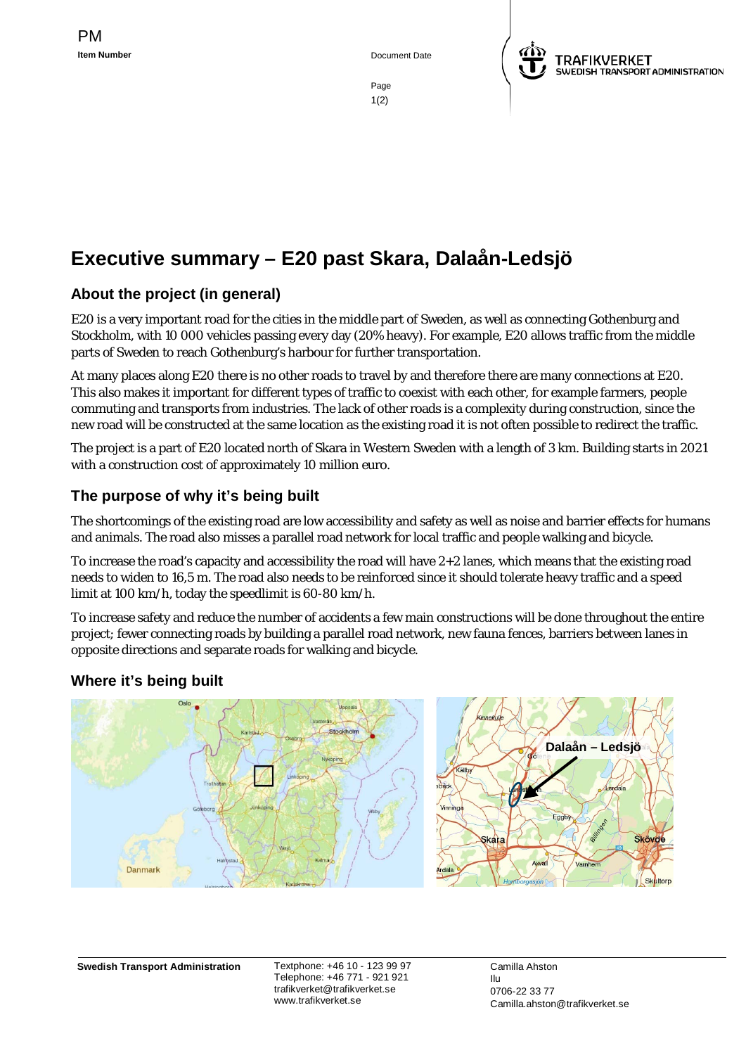PM

**Item Number**

Document Date

# Executive summary – E20 past Skara, Dalaån-Ledsjö

## About the project (in general)

E20 is a very important road for the cities in the middle part of Sweden, as well as connecting Gothenburg and Stockholm, with 10 000 vehicles passing every day (20% heavy). For example, E20 allows traffic from the middle parts of Sweden to reach Gothenburg's harbour for further transportation.

At many places along E20 there is no other roads to travel by and therefore there are many connections at E20. This also makes it important for different types of traffic to coexist with each other, for example farmers, people commuting and transports from industries. The lack of other roads is a complexity during construction, since the new road will be constructed at the same location as the existing road it is not often possible to redirect the traffic.

The project is a part of E20 located north of Skara in Western Sweden with a length of 3 km. Building starts in 2021 with a construction cost of approximately 10 million euro.

## The purpose of why it's being built

The shortcomings of the existing road are low accessibility and safety as well as noise and barrier effects for humans and animals. The road also misses a parallel road network for local traffic and people walking and bicycle.

To increase the road's capacity and accessibility the road will have 2+2 lanes, which means that the existing road needs to widen to 16,5 m. The road also needs to be reinforced since it should tolerate heavy traffic and a speed limit at 100 km/h, today the speedlimit is 60-80 km/h.

To increase safety and reduce the number of accidents a few main constructions will be done throughout the entire project; fewer connecting roads by building a parallel road network, new fauna fences, barriers between lanes in opposite directions and separate roads for walking and bicycle.

## Where it's being built

**Swedish Transport Administration**

Textphone: +46 10 - 123 99 97
Telephone: +46 771 - 921 921
trafikverket@trafikverket.se
www.trafikverket.se

Camilla Ahston
Ilu
0706-22 33 77
Camilla.ahston@trafikverket.se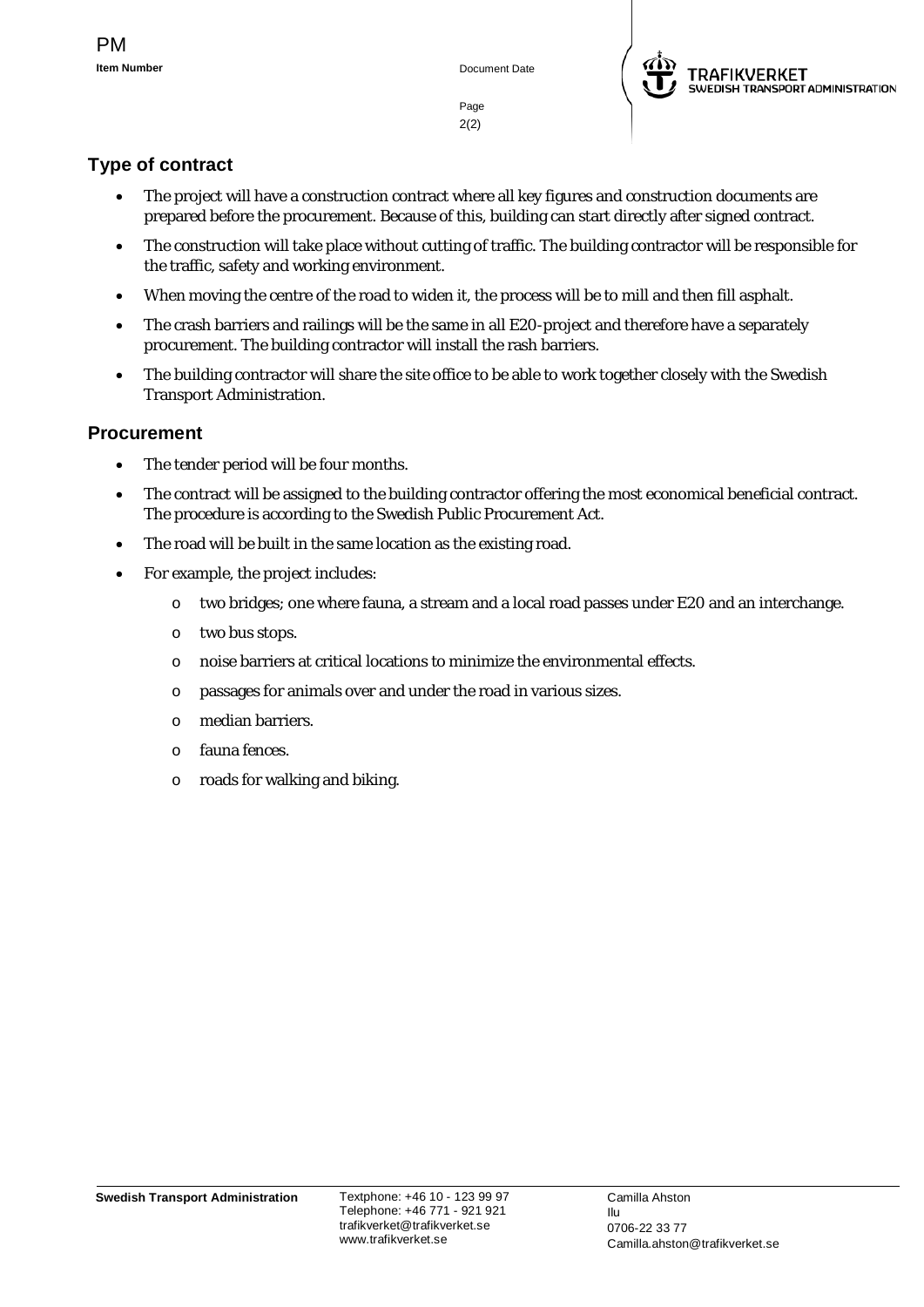## Type of contract

- The project will have a construction contract where all key figures and construction documents are prepared before the procurement. Because of this, building can start directly after signed contract.
- The construction will take place without cutting of traffic. The building contractor will be responsible for the traffic, safety and working environment.
- When moving the centre of the road to widen it, the process will be to mill and then fill asphalt.
- The crash barriers and railings will be the same in all E20-project and therefore have a separately procurement. The building contractor will install the rash barriers.
- The building contractor will share the site office to be able to work together closely with the Swedish Transport Administration.

## Procurement

- The tender period will be four months.
- The contract will be assigned to the building contractor offering the most economical beneficial contract. The procedure is according to the Swedish Public Procurement Act.
- The road will be built in the same location as the existing road.
- For example, the project includes:
  - two bridges; one where fauna, a stream and a local road passes under E20 and an interchange.
  - two bus stops.
  - noise barriers at critical locations to minimize the environmental effects.
  - passages for animals over and under the road in various sizes.
  - median barriers.
  - fauna fences.
  - roads for walking and biking.